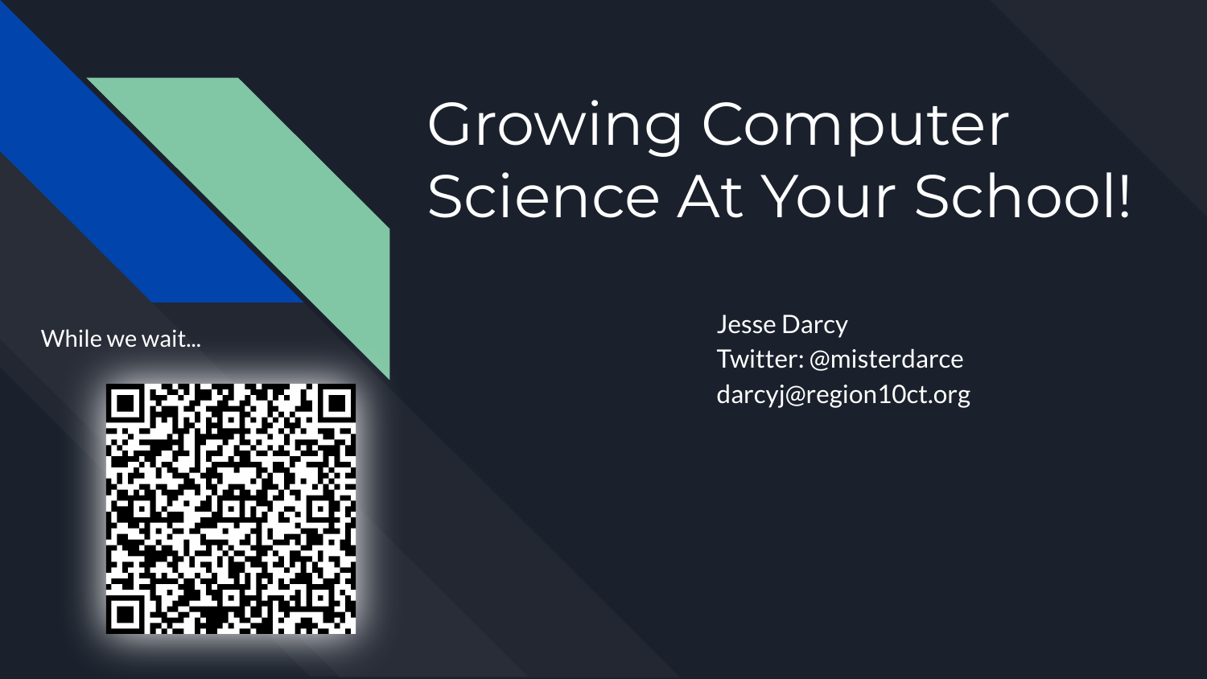# Growing Computer Science At Your School!

Jesse Darcy
Twitter: @misterdarce
darcyj@region10ct.org

While we wait...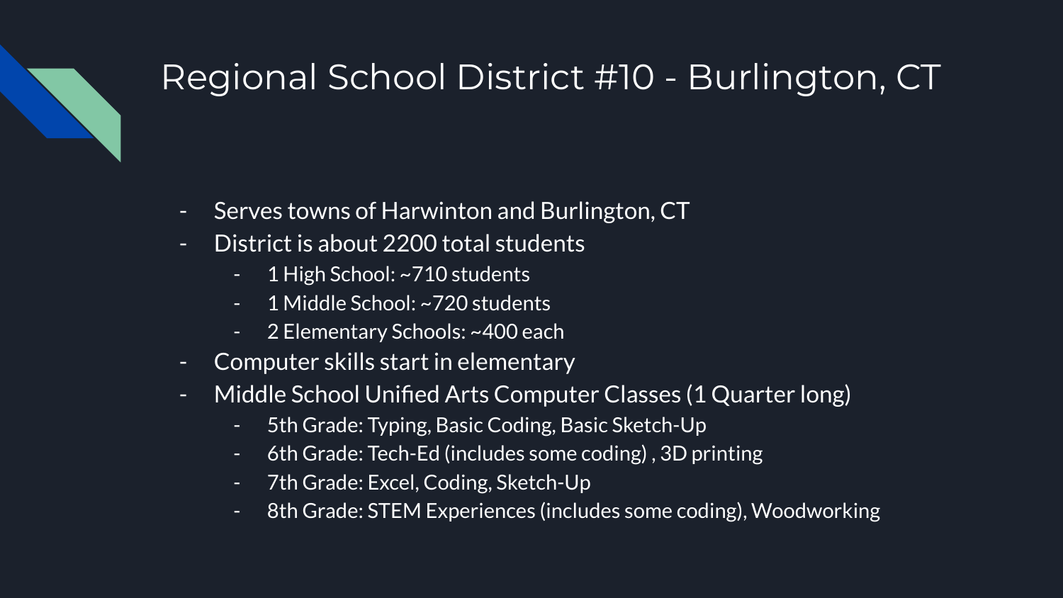# Regional School District #10 - Burlington, CT

- Serves towns of Harwinton and Burlington, CT
- District is about 2200 total students
  - 1 High School: ~710 students
  - 1 Middle School: ~720 students
  - 2 Elementary Schools: ~400 each
- Computer skills start in elementary
- Middle School Unified Arts Computer Classes (1 Quarter long)
  - 5th Grade: Typing, Basic Coding, Basic Sketch-Up
  - 6th Grade: Tech-Ed (includes some coding) , 3D printing
  - 7th Grade: Excel, Coding, Sketch-Up
  - 8th Grade: STEM Experiences (includes some coding), Woodworking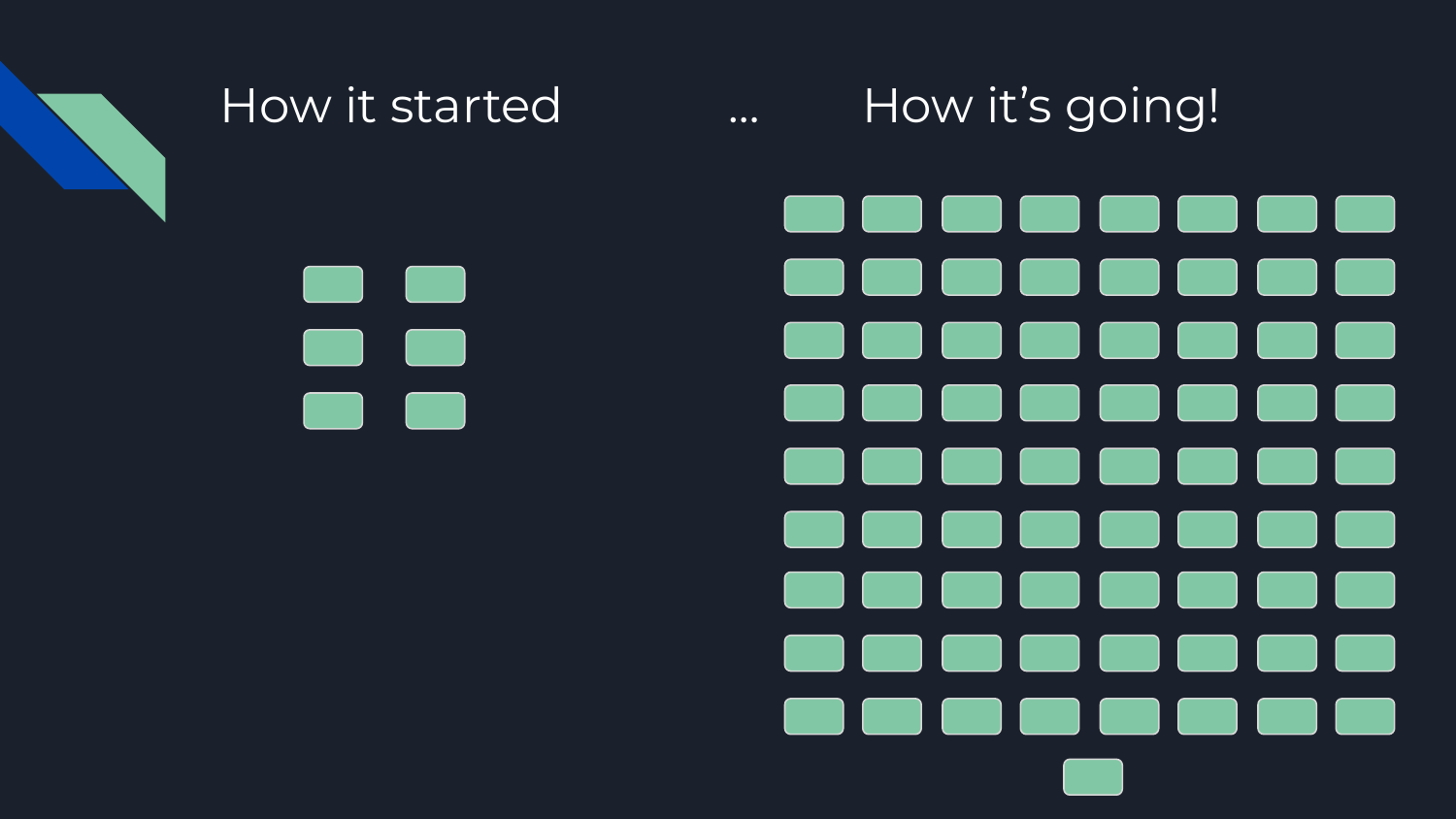How it started

…

How it's going!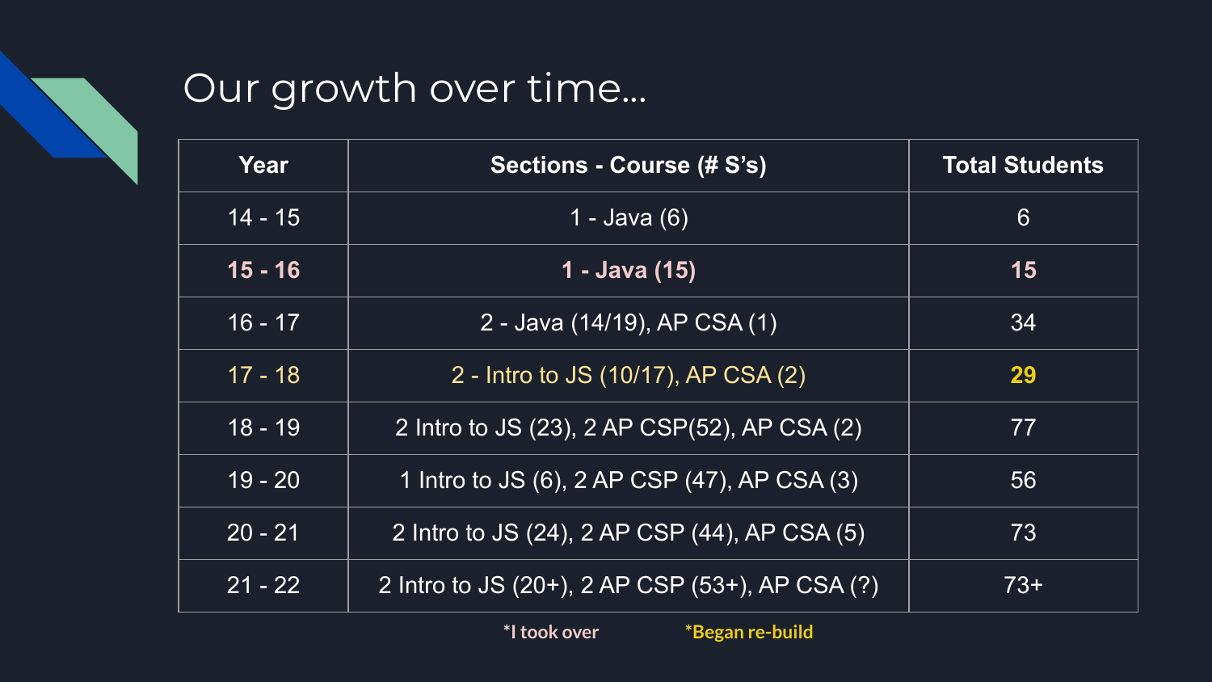# Our growth over time...

| Year | Sections - Course (# S's) | Total Students |
|---|---|---|
| 14 - 15 | 1 - Java (6) | 6 |
| **15 - 16** | **1 - Java (15)** | **15** |
| 16 - 17 | 2 - Java (14/19), AP CSA (1) | 34 |
| 17 - 18 | 2 - Intro to JS (10/17), AP CSA (2) | **29** |
| 18 - 19 | 2 Intro to JS (23), 2 AP CSP(52), AP CSA (2) | 77 |
| 19 - 20 | 1 Intro to JS (6), 2 AP CSP (47), AP CSA (3) | 56 |
| 20 - 21 | 2 Intro to JS (24), 2 AP CSP (44), AP CSA (5) | 73 |
| 21 - 22 | 2 Intro to JS (20+), 2 AP CSP (53+), AP CSA (?) | 73+ |

**\*I took over** **\*Began re-build**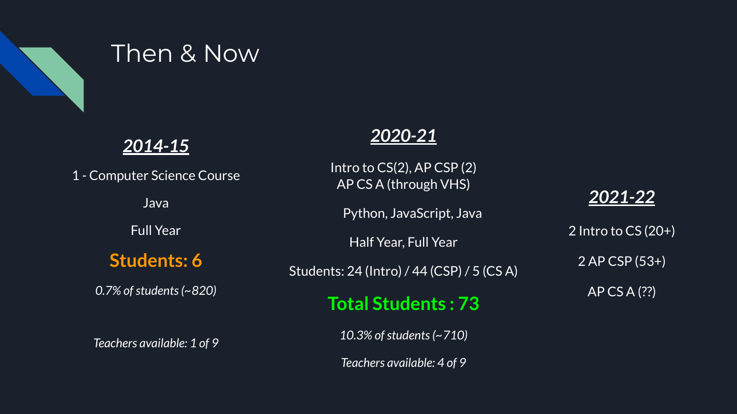# Then & Now

## ***2014-15***

1 - Computer Science Course

Java

Full Year

**Students: 6**

*0.7% of students (~820)*

*Teachers available: 1 of 9*

## ***2020-21***

Intro to CS(2), AP CSP (2)
AP CS A (through VHS)

Python, JavaScript, Java

Half Year, Full Year

Students: 24 (Intro) / 44 (CSP) / 5 (CS A)

**Total Students : 73**

*10.3% of students (~710)*

*Teachers available: 4 of 9*

## ***2021-22***

2 Intro to CS (20+)

2 AP CSP (53+)

AP CS A (??)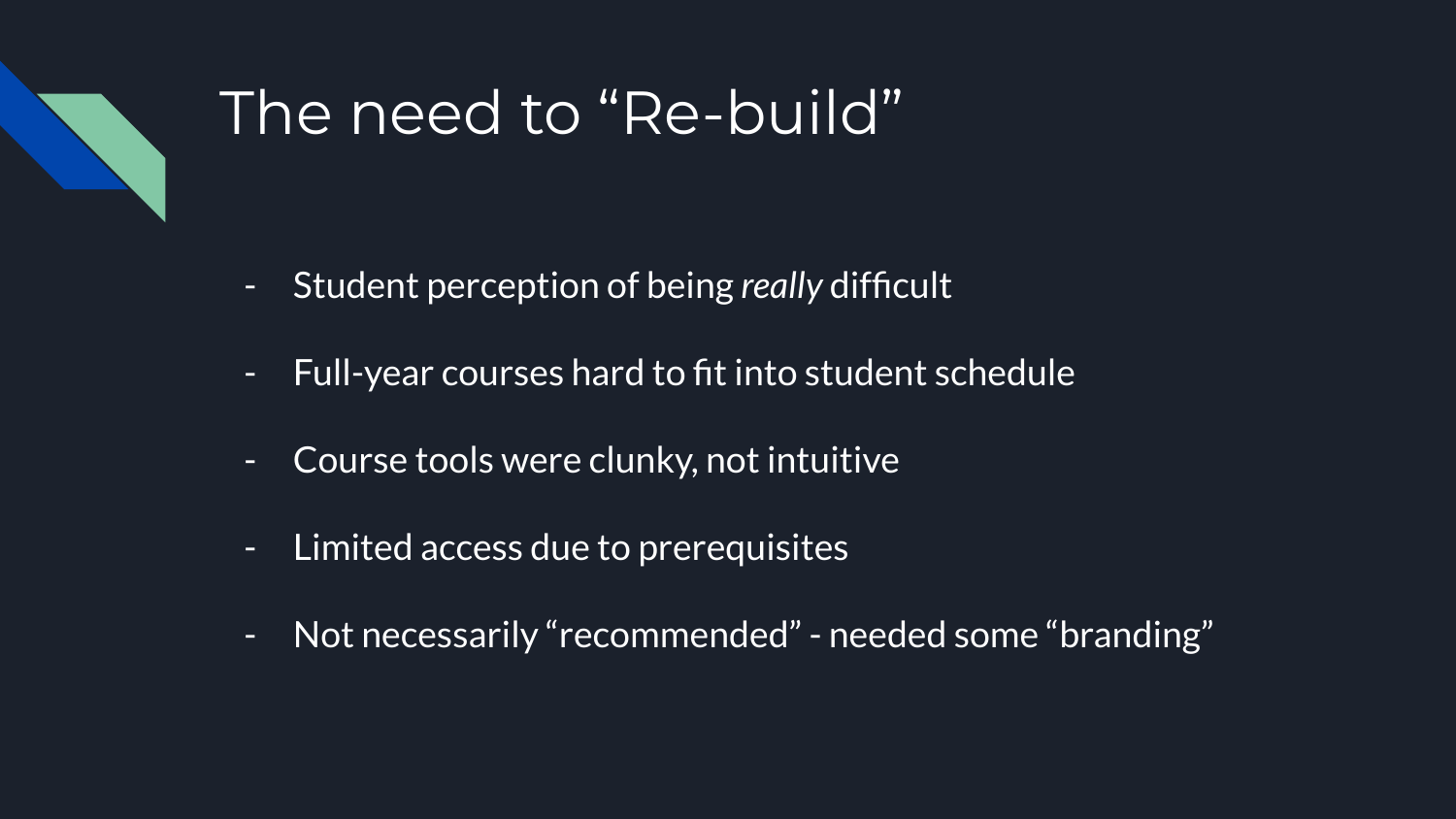# The need to “Re-build”

- Student perception of being *really* difficult
- Full-year courses hard to fit into student schedule
- Course tools were clunky, not intuitive
- Limited access due to prerequisites
- Not necessarily “recommended” - needed some “branding”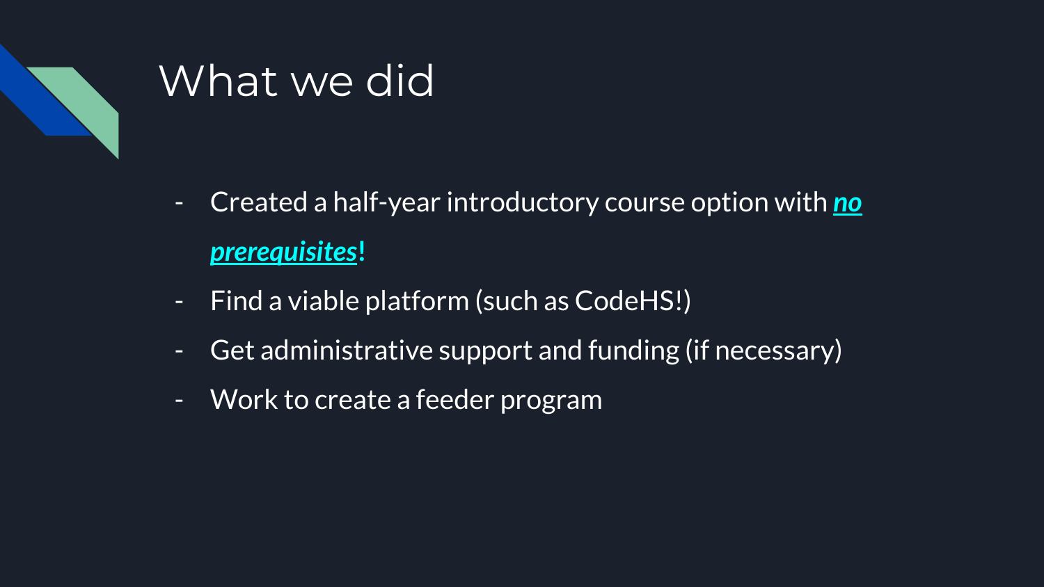# What we did

- Created a half-year introductory course option with ***no prerequisites***!
- Find a viable platform (such as CodeHS!)
- Get administrative support and funding (if necessary)
- Work to create a feeder program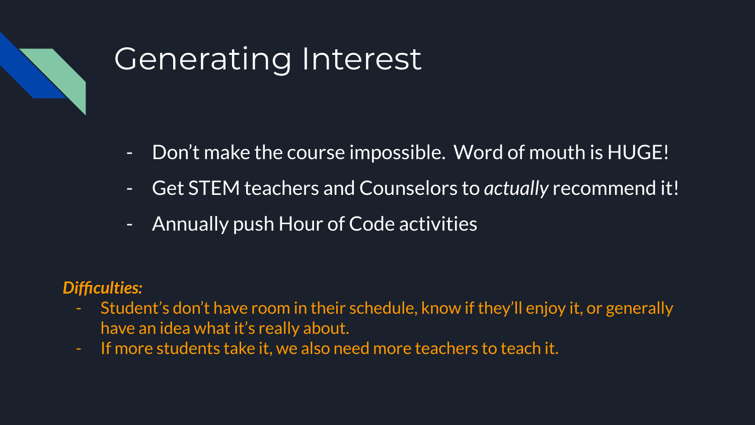# Generating Interest

- Don’t make the course impossible. Word of mouth is HUGE!
- Get STEM teachers and Counselors to *actually* recommend it!
- Annually push Hour of Code activities

***Difficulties:***

- Student’s don’t have room in their schedule, know if they’ll enjoy it, or generally have an idea what it’s really about.
- If more students take it, we also need more teachers to teach it.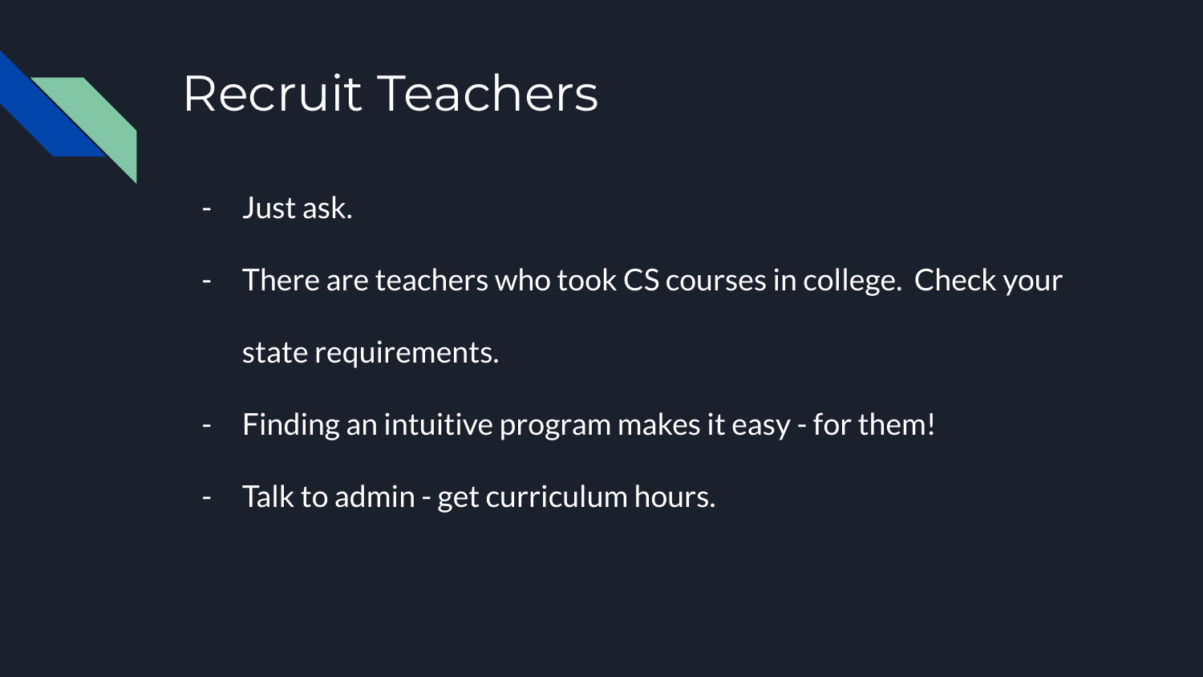# Recruit Teachers

- Just ask.
- There are teachers who took CS courses in college. Check your state requirements.
- Finding an intuitive program makes it easy - for them!
- Talk to admin - get curriculum hours.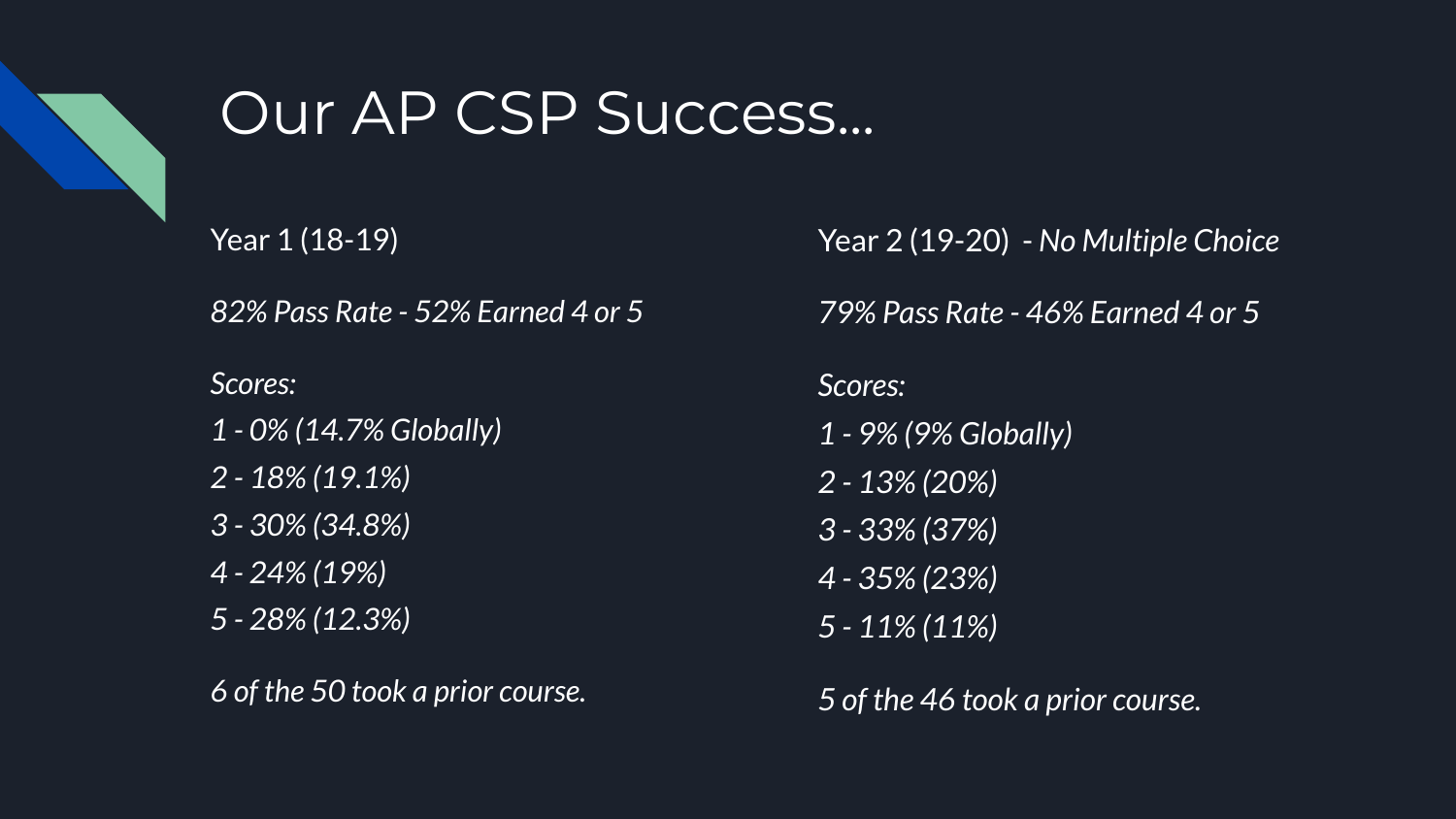# Our AP CSP Success...

Year 1 (18-19)

*82% Pass Rate - 52% Earned 4 or 5*

*Scores:*

*1 - 0% (14.7% Globally)*

*2 - 18% (19.1%)*

*3 - 30% (34.8%)*

*4 - 24% (19%)*

*5 - 28% (12.3%)*

*6 of the 50 took a prior course.*

Year 2 (19-20) - *No Multiple Choice*

*79% Pass Rate - 46% Earned 4 or 5*

*Scores:*

*1 - 9% (9% Globally)*

*2 - 13% (20%)*

*3 - 33% (37%)*

*4 - 35% (23%)*

*5 - 11% (11%)*

*5 of the 46 took a prior course.*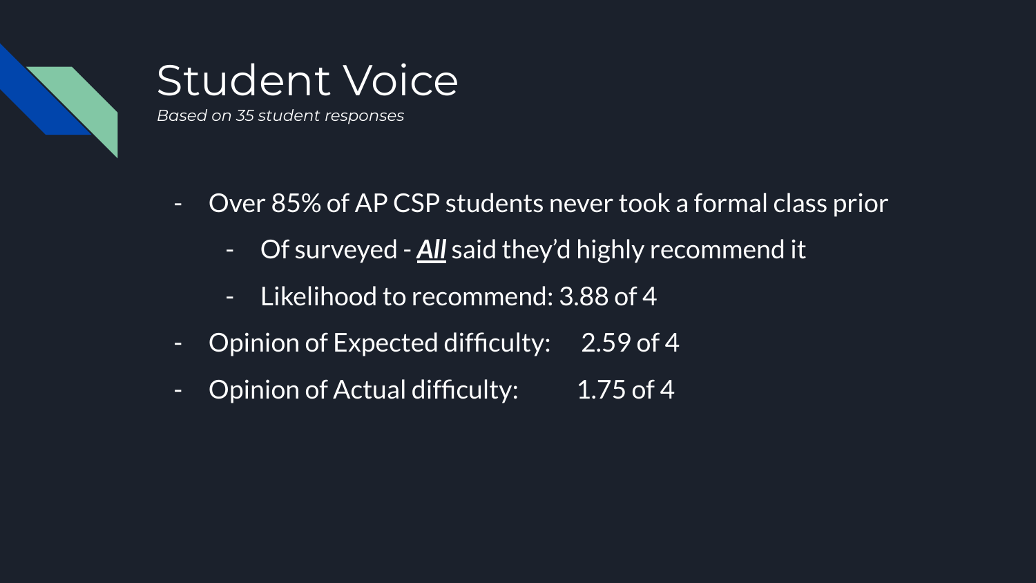# Student Voice

*Based on 35 student responses*

- Over 85% of AP CSP students never took a formal class prior
  - Of surveyed - ***All*** said they'd highly recommend it
  - Likelihood to recommend: 3.88 of 4
- Opinion of Expected difficulty: 2.59 of 4
- Opinion of Actual difficulty: 1.75 of 4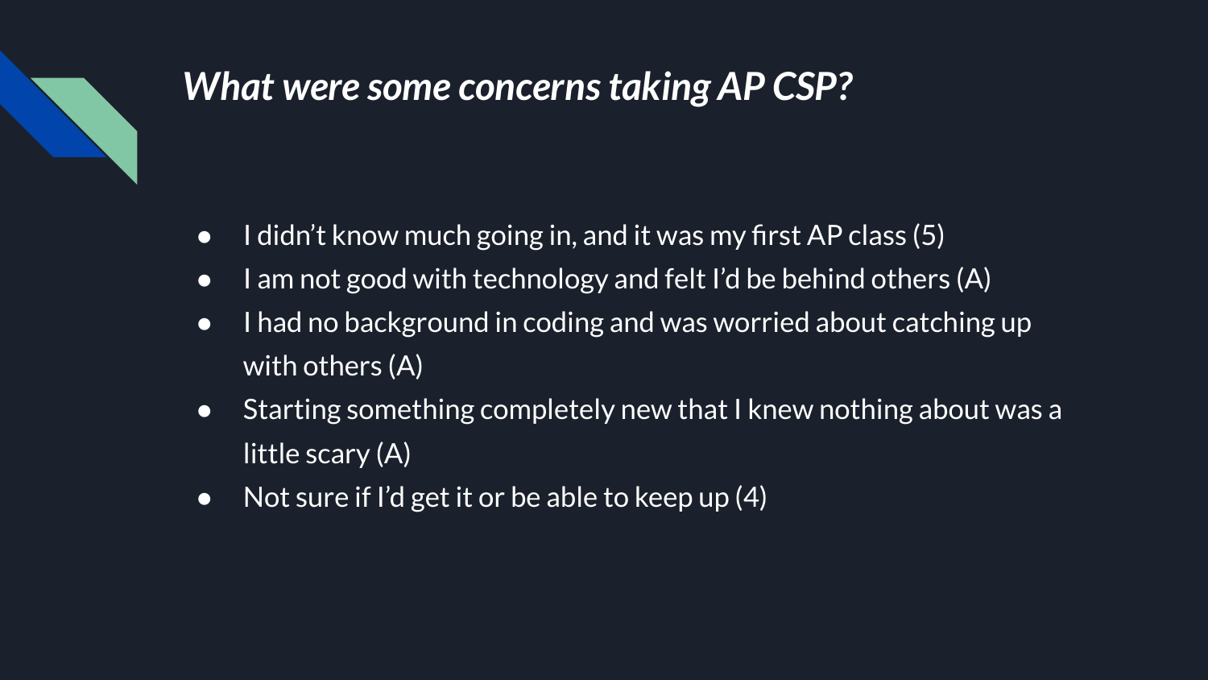# *What were some concerns taking AP CSP?*

- I didn't know much going in, and it was my first AP class (5)
- I am not good with technology and felt I'd be behind others (A)
- I had no background in coding and was worried about catching up with others (A)
- Starting something completely new that I knew nothing about was a little scary (A)
- Not sure if I'd get it or be able to keep up (4)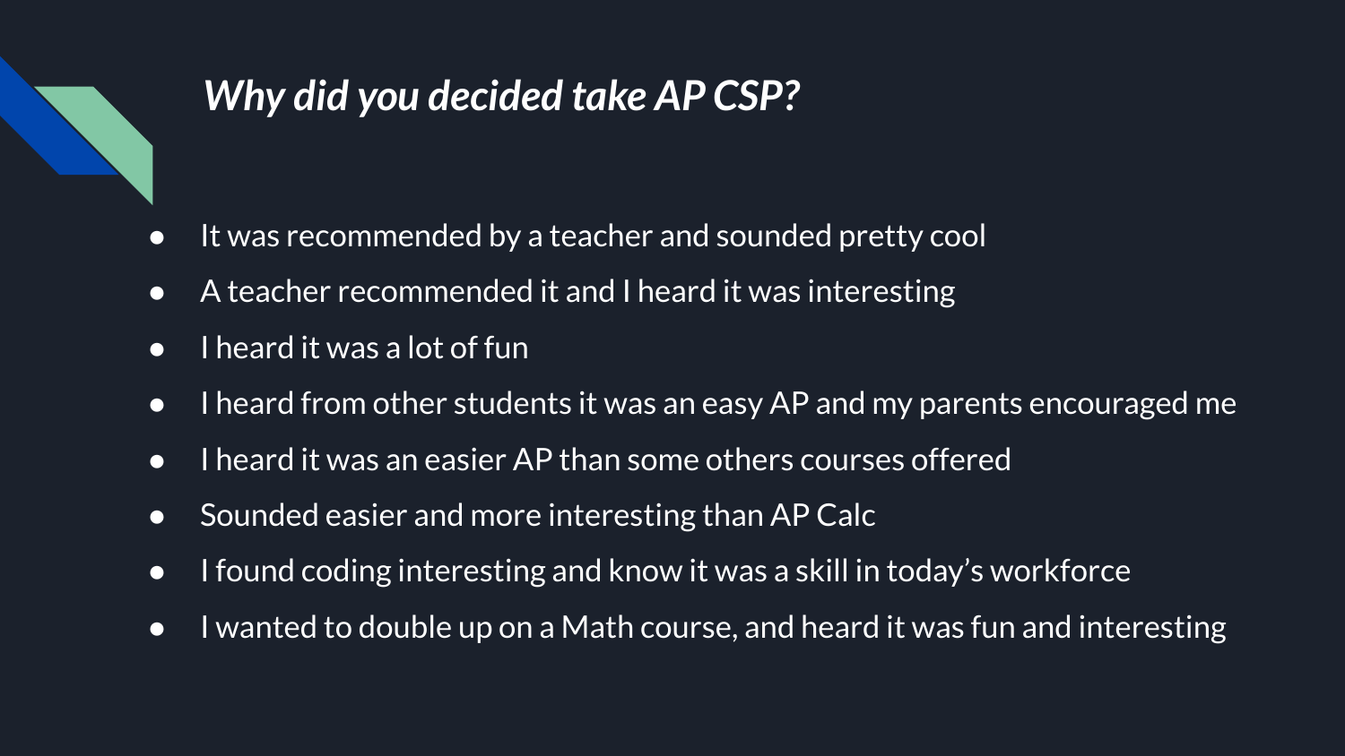## *Why did you decided take AP CSP?*

- It was recommended by a teacher and sounded pretty cool
- A teacher recommended it and I heard it was interesting
- I heard it was a lot of fun
- I heard from other students it was an easy AP and my parents encouraged me
- I heard it was an easier AP than some others courses offered
- Sounded easier and more interesting than AP Calc
- I found coding interesting and know it was a skill in today's workforce
- I wanted to double up on a Math course, and heard it was fun and interesting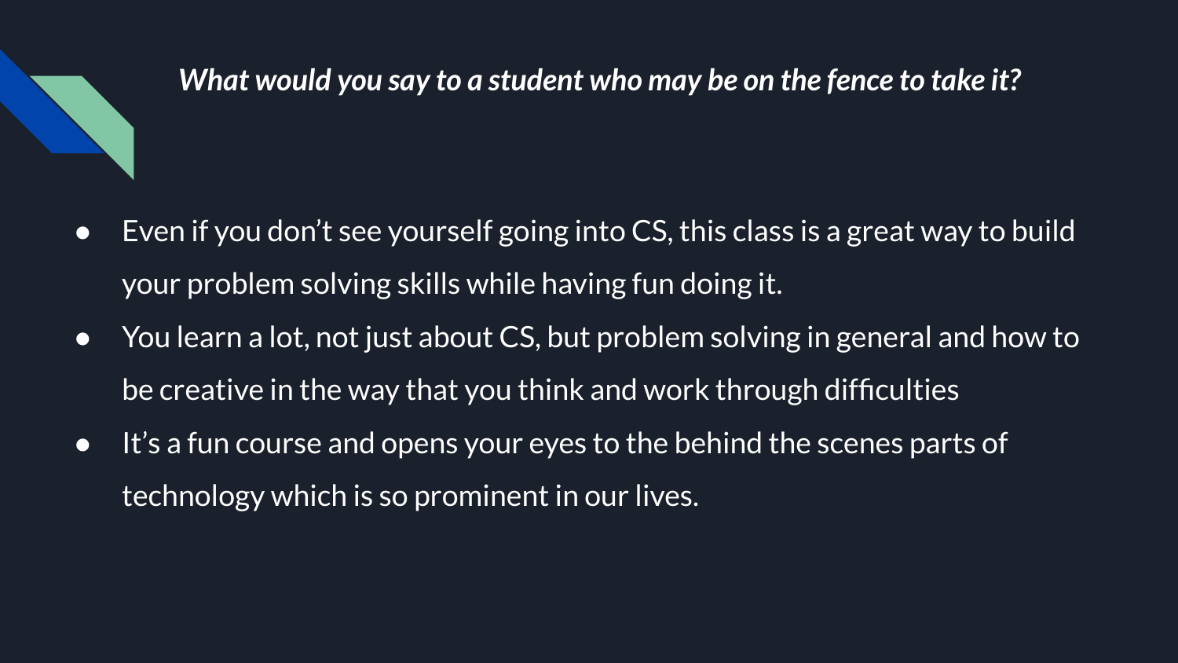## *What would you say to a student who may be on the fence to take it?*

- Even if you don't see yourself going into CS, this class is a great way to build your problem solving skills while having fun doing it.
- You learn a lot, not just about CS, but problem solving in general and how to be creative in the way that you think and work through difficulties
- It's a fun course and opens your eyes to the behind the scenes parts of technology which is so prominent in our lives.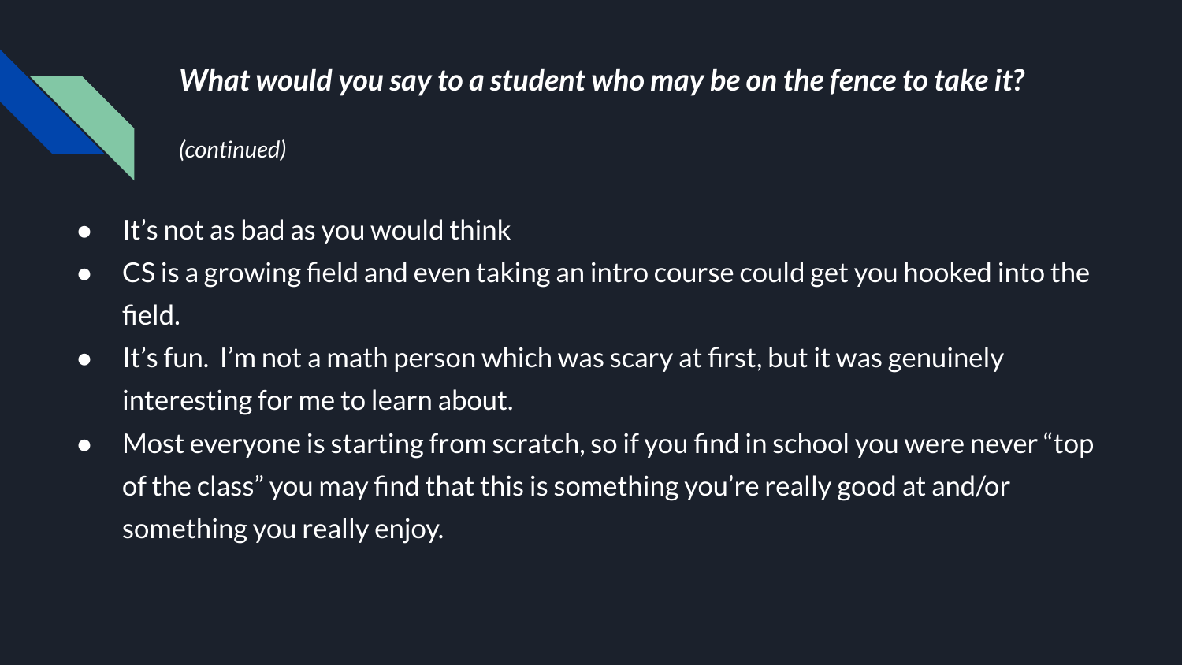## *What would you say to a student who may be on the fence to take it?*

*(continued)*

- It's not as bad as you would think
- CS is a growing field and even taking an intro course could get you hooked into the field.
- It's fun. I'm not a math person which was scary at first, but it was genuinely interesting for me to learn about.
- Most everyone is starting from scratch, so if you find in school you were never "top of the class" you may find that this is something you're really good at and/or something you really enjoy.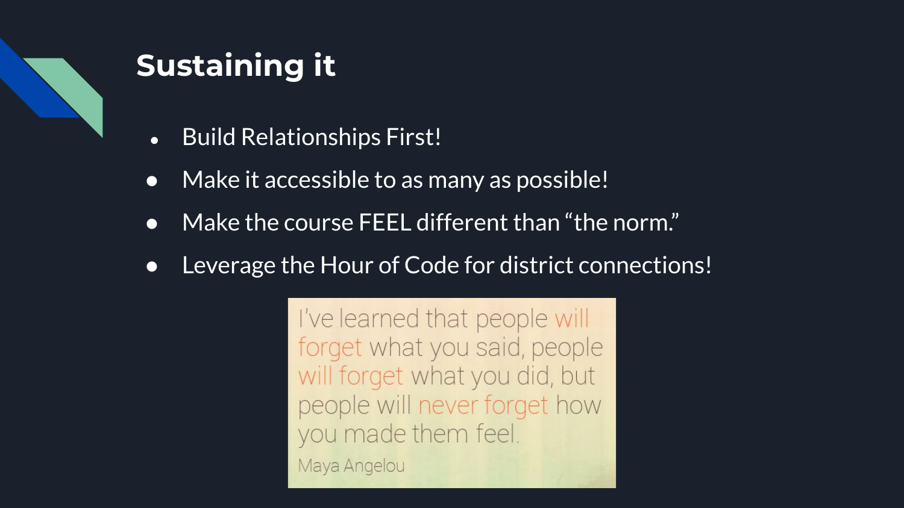## Sustaining it

- Build Relationships First!
- Make it accessible to as many as possible!
- Make the course FEEL different than "the norm."
- Leverage the Hour of Code for district connections!

I've learned that people will forget what you said, people will forget what you did, but people will never forget how you made them feel.

Maya Angelou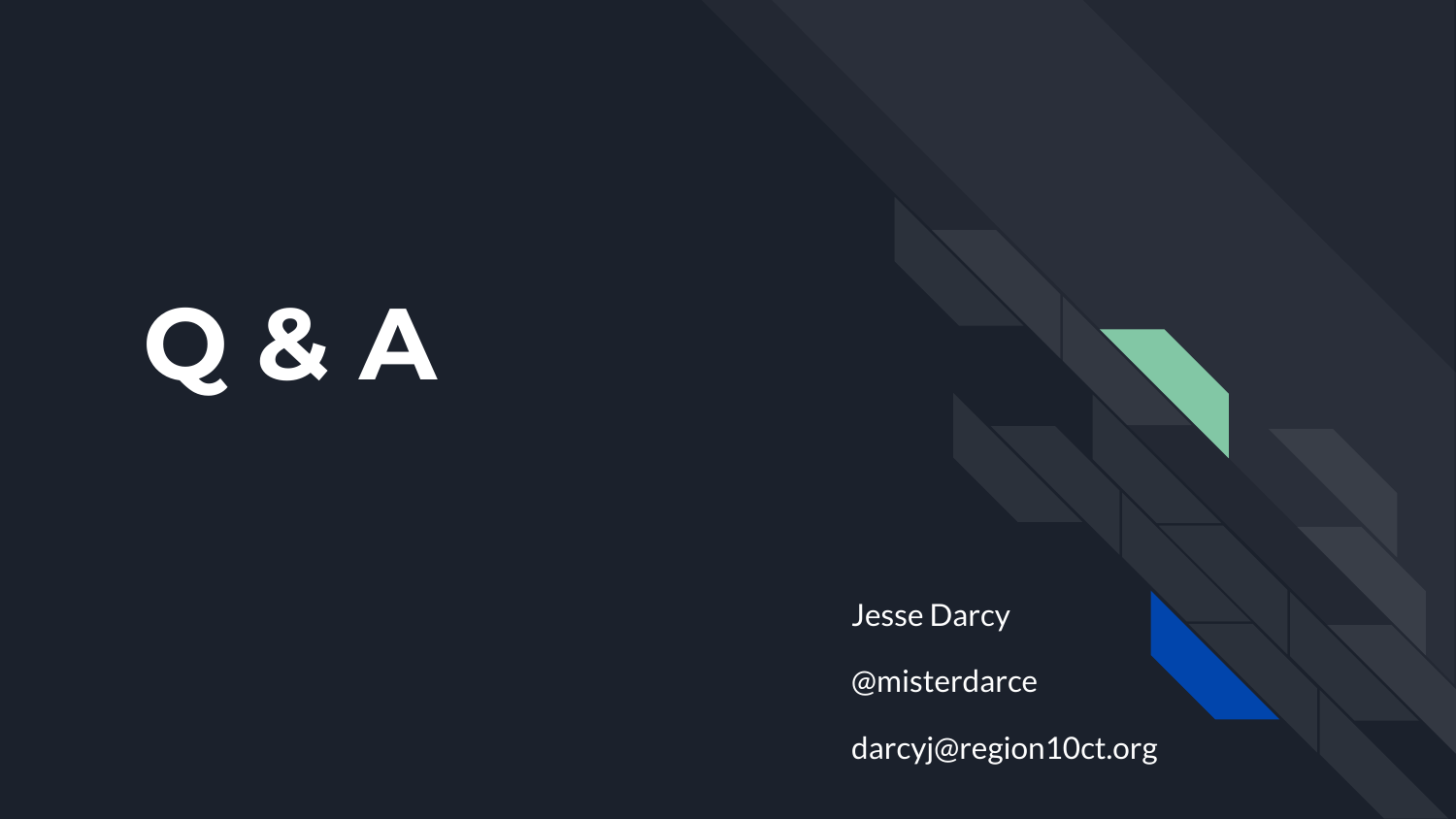# Q & A

Jesse Darcy

@misterdarce

darcyj@region10ct.org